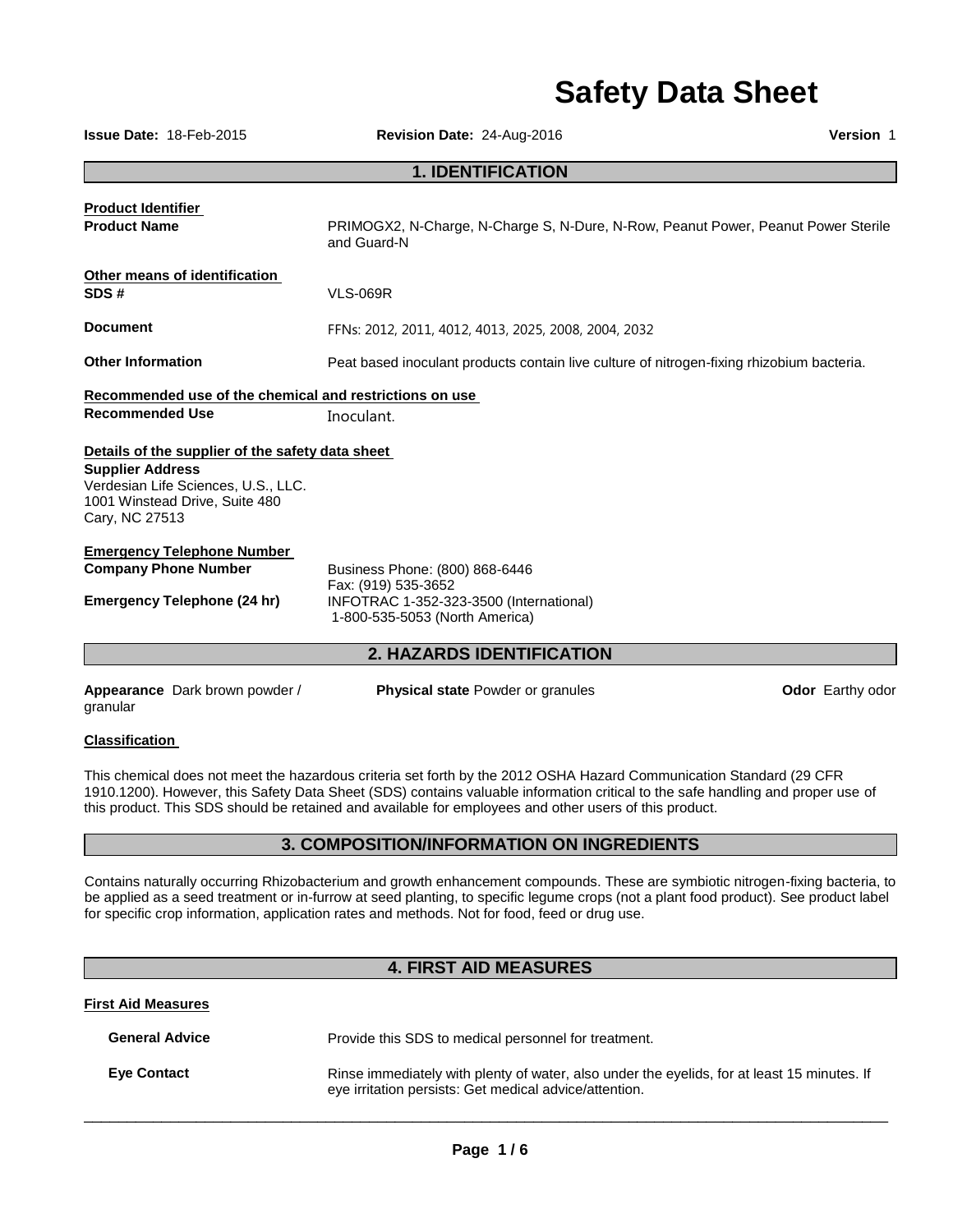# Safety Data Sheet

**Issue Date:** 18-Feb-2015 **Revision Date:** 24-Aug-2016 **Version** 1

## 1. IDENTIFICATION

**Product Identifier**

**Product Name** PRIMOGX2, N-Charge, N-Charge S, N-Dure, N-Row, Peanut Power, Peanut Power Sterile and Guard-N

**Other means of identification**

**SDS #** VLS-069R

**Document** FFNs: 2012, 2011, 4012, 4013, 2025, 2008, 2004, 2032

**Other Information** Peat based inoculant products contain live culture of nitrogen-fixing rhizobium bacteria.

**Recommended use of the chemical and restrictions on use**

**Recommended Use** Inoculant.

**Details of the supplier of the safety data sheet**

**Supplier Address**
Verdesian Life Sciences, U.S., LLC.
1001 Winstead Drive, Suite 480
Cary, NC 27513

**Emergency Telephone Number**

**Company Phone Number** Business Phone: (800) 868-6446
Fax: (919) 535-3652

**Emergency Telephone (24 hr)** INFOTRAC 1-352-323-3500 (International)
1-800-535-5053 (North America)

## 2. HAZARDS IDENTIFICATION

**Appearance** Dark brown powder / granular **Physical state** Powder or granules **Odor** Earthy odor

**Classification**

This chemical does not meet the hazardous criteria set forth by the 2012 OSHA Hazard Communication Standard (29 CFR 1910.1200). However, this Safety Data Sheet (SDS) contains valuable information critical to the safe handling and proper use of this product. This SDS should be retained and available for employees and other users of this product.

## 3. COMPOSITION/INFORMATION ON INGREDIENTS

Contains naturally occurring Rhizobacterium and growth enhancement compounds. These are symbiotic nitrogen-fixing bacteria, to be applied as a seed treatment or in-furrow at seed planting, to specific legume crops (not a plant food product). See product label for specific crop information, application rates and methods. Not for food, feed or drug use.

## 4. FIRST AID MEASURES

**First Aid Measures**

**General Advice** Provide this SDS to medical personnel for treatment.

**Eye Contact** Rinse immediately with plenty of water, also under the eyelids, for at least 15 minutes. If eye irritation persists: Get medical advice/attention.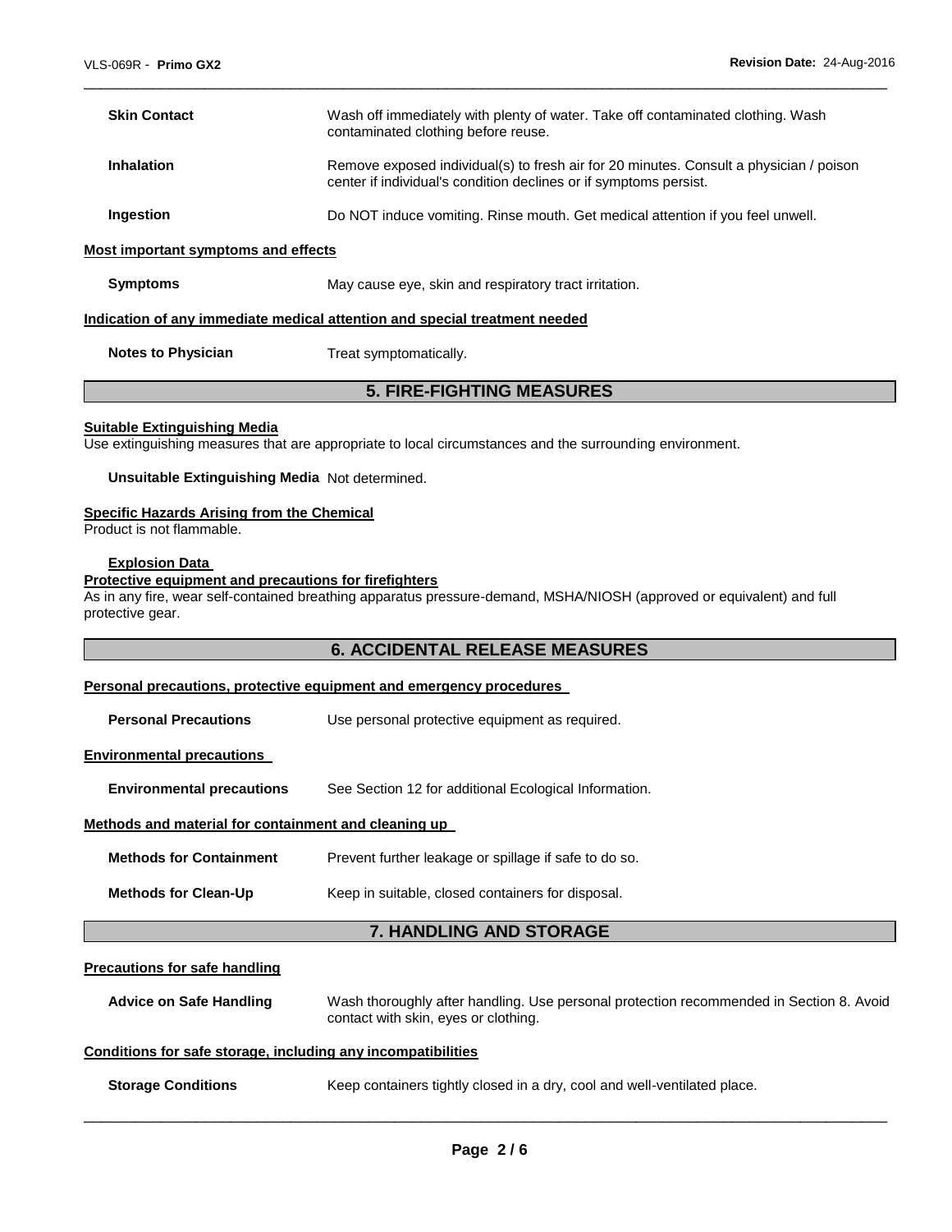| | |
|---|---|
| **Skin Contact** | Wash off immediately with plenty of water. Take off contaminated clothing. Wash contaminated clothing before reuse. |
| **Inhalation** | Remove exposed individual(s) to fresh air for 20 minutes. Consult a physician / poison center if individual's condition declines or if symptoms persist. |
| **Ingestion** | Do NOT induce vomiting. Rinse mouth. Get medical attention if you feel unwell. |

**Most important symptoms and effects**

**Symptoms** May cause eye, skin and respiratory tract irritation.

**Indication of any immediate medical attention and special treatment needed**

**Notes to Physician** Treat symptomatically.

## 5. FIRE-FIGHTING MEASURES

**Suitable Extinguishing Media**
Use extinguishing measures that are appropriate to local circumstances and the surrounding environment.

**Unsuitable Extinguishing Media** Not determined.

**Specific Hazards Arising from the Chemical**
Product is not flammable.

**Explosion Data**

**Protective equipment and precautions for firefighters**
As in any fire, wear self-contained breathing apparatus pressure-demand, MSHA/NIOSH (approved or equivalent) and full protective gear.

## 6. ACCIDENTAL RELEASE MEASURES

**Personal precautions, protective equipment and emergency procedures**

**Personal Precautions** Use personal protective equipment as required.

**Environmental precautions**

**Environmental precautions** See Section 12 for additional Ecological Information.

**Methods and material for containment and cleaning up**

**Methods for Containment** Prevent further leakage or spillage if safe to do so.

**Methods for Clean-Up** Keep in suitable, closed containers for disposal.

## 7. HANDLING AND STORAGE

**Precautions for safe handling**

**Advice on Safe Handling** Wash thoroughly after handling. Use personal protection recommended in Section 8. Avoid contact with skin, eyes or clothing.

**Conditions for safe storage, including any incompatibilities**

**Storage Conditions** Keep containers tightly closed in a dry, cool and well-ventilated place.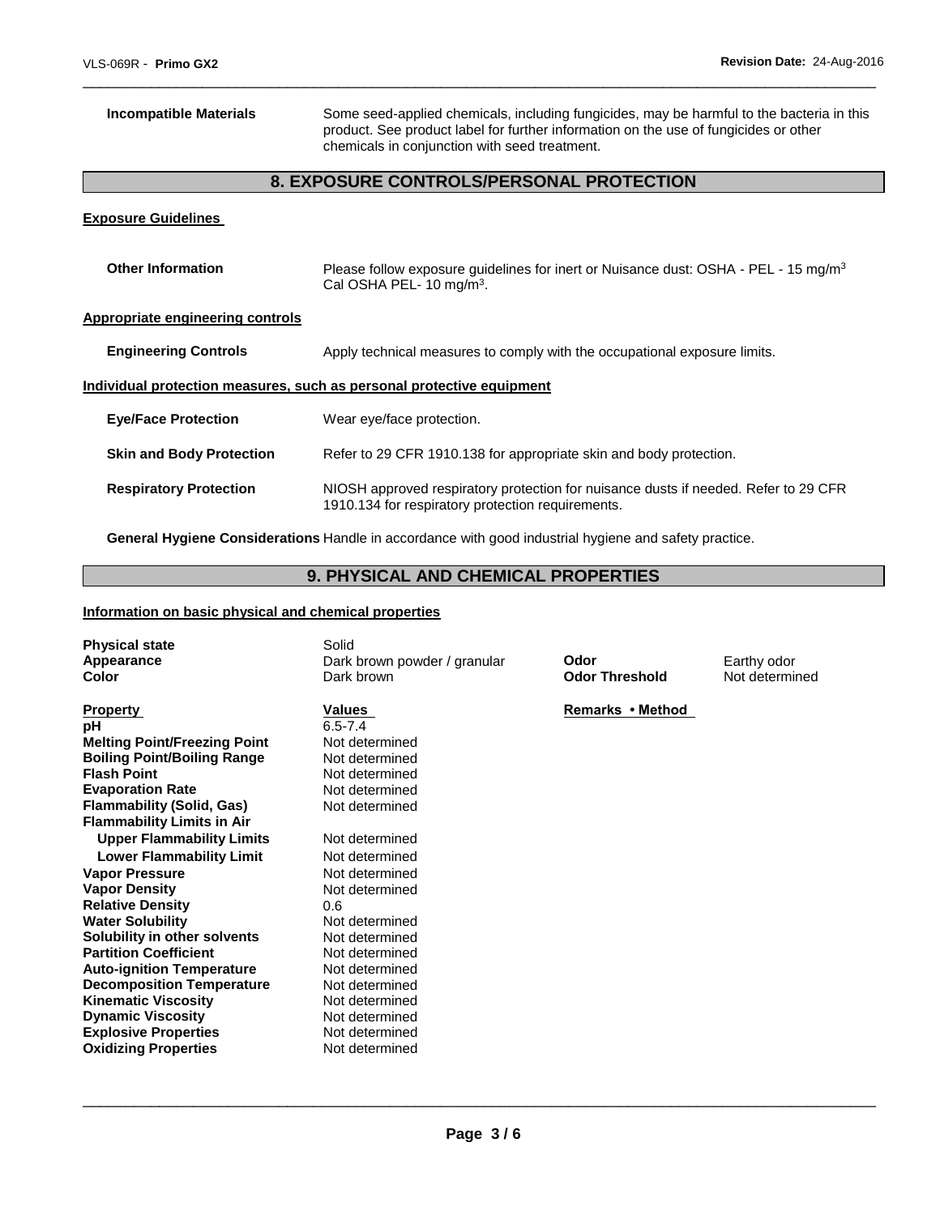| | |
|---|---|
| **Incompatible Materials** | Some seed-applied chemicals, including fungicides, may be harmful to the bacteria in this product. See product label for further information on the use of fungicides or other chemicals in conjunction with seed treatment. |

## 8. EXPOSURE CONTROLS/PERSONAL PROTECTION

**Exposure Guidelines**

| | |
|---|---|
| **Other Information** | Please follow exposure guidelines for inert or Nuisance dust: OSHA - PEL - 15 mg/m$^3$ Cal OSHA PEL- 10 mg/m$^3$. |

**Appropriate engineering controls**

| | |
|---|---|
| **Engineering Controls** | Apply technical measures to comply with the occupational exposure limits. |

**Individual protection measures, such as personal protective equipment**

| | |
|---|---|
| **Eye/Face Protection** | Wear eye/face protection. |
| **Skin and Body Protection** | Refer to 29 CFR 1910.138 for appropriate skin and body protection. |
| **Respiratory Protection** | NIOSH approved respiratory protection for nuisance dusts if needed. Refer to 29 CFR 1910.134 for respiratory protection requirements. |
| **General Hygiene Considerations** | Handle in accordance with good industrial hygiene and safety practice. |

## 9. PHYSICAL AND CHEMICAL PROPERTIES

**Information on basic physical and chemical properties**

| | | | |
|---|---|---|---|
| **Physical state** | Solid | | |
| **Appearance** | Dark brown powder / granular | **Odor** | Earthy odor |
| **Color** | Dark brown | **Odor Threshold** | Not determined |

| **Property** | **Values** | **Remarks • Method** |
|---|---|---|
| **pH** | 6.5-7.4 | |
| **Melting Point/Freezing Point** | Not determined | |
| **Boiling Point/Boiling Range** | Not determined | |
| **Flash Point** | Not determined | |
| **Evaporation Rate** | Not determined | |
| **Flammability (Solid, Gas)** | Not determined | |
| **Flammability Limits in Air** | | |
| **Upper Flammability Limits** | Not determined | |
| **Lower Flammability Limit** | Not determined | |
| **Vapor Pressure** | Not determined | |
| **Vapor Density** | Not determined | |
| **Relative Density** | 0.6 | |
| **Water Solubility** | Not determined | |
| **Solubility in other solvents** | Not determined | |
| **Partition Coefficient** | Not determined | |
| **Auto-ignition Temperature** | Not determined | |
| **Decomposition Temperature** | Not determined | |
| **Kinematic Viscosity** | Not determined | |
| **Dynamic Viscosity** | Not determined | |
| **Explosive Properties** | Not determined | |
| **Oxidizing Properties** | Not determined | |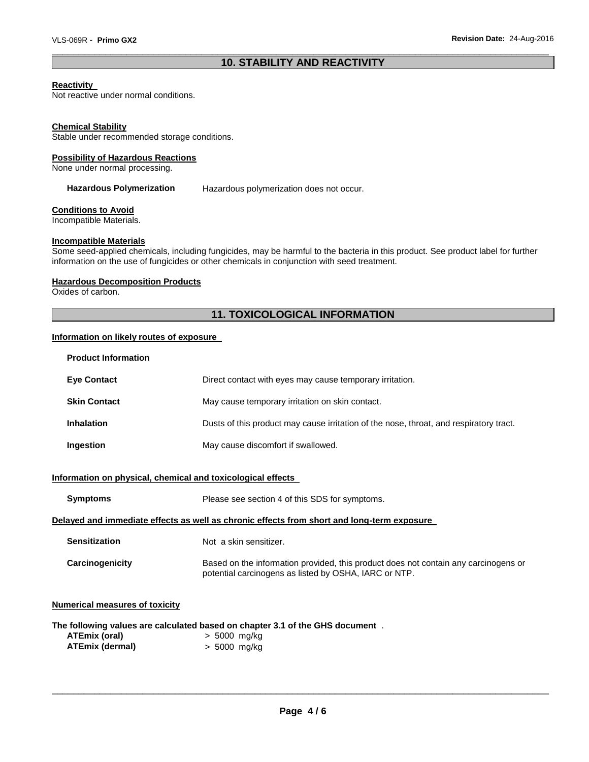## 10. STABILITY AND REACTIVITY

**Reactivity**

Not reactive under normal conditions.

**Chemical Stability**

Stable under recommended storage conditions.

**Possibility of Hazardous Reactions**

None under normal processing.

**Hazardous Polymerization** Hazardous polymerization does not occur.

**Conditions to Avoid**

Incompatible Materials.

**Incompatible Materials**

Some seed-applied chemicals, including fungicides, may be harmful to the bacteria in this product. See product label for further information on the use of fungicides or other chemicals in conjunction with seed treatment.

**Hazardous Decomposition Products**

Oxides of carbon.

## 11. TOXICOLOGICAL INFORMATION

**Information on likely routes of exposure**

**Product Information**

| | |
|---|---|
| **Eye Contact** | Direct contact with eyes may cause temporary irritation. |
| **Skin Contact** | May cause temporary irritation on skin contact. |
| **Inhalation** | Dusts of this product may cause irritation of the nose, throat, and respiratory tract. |
| **Ingestion** | May cause discomfort if swallowed. |

**Information on physical, chemical and toxicological effects**

| | |
|---|---|
| **Symptoms** | Please see section 4 of this SDS for symptoms. |

**Delayed and immediate effects as well as chronic effects from short and long-term exposure**

| | |
|---|---|
| **Sensitization** | Not a skin sensitizer. |
| **Carcinogenicity** | Based on the information provided, this product does not contain any carcinogens or potential carcinogens as listed by OSHA, IARC or NTP. |

**Numerical measures of toxicity**

**The following values are calculated based on chapter 3.1 of the GHS document** .

| | |
|---|---|
| **ATEmix (oral)** | > 5000 mg/kg |
| **ATEmix (dermal)** | > 5000 mg/kg |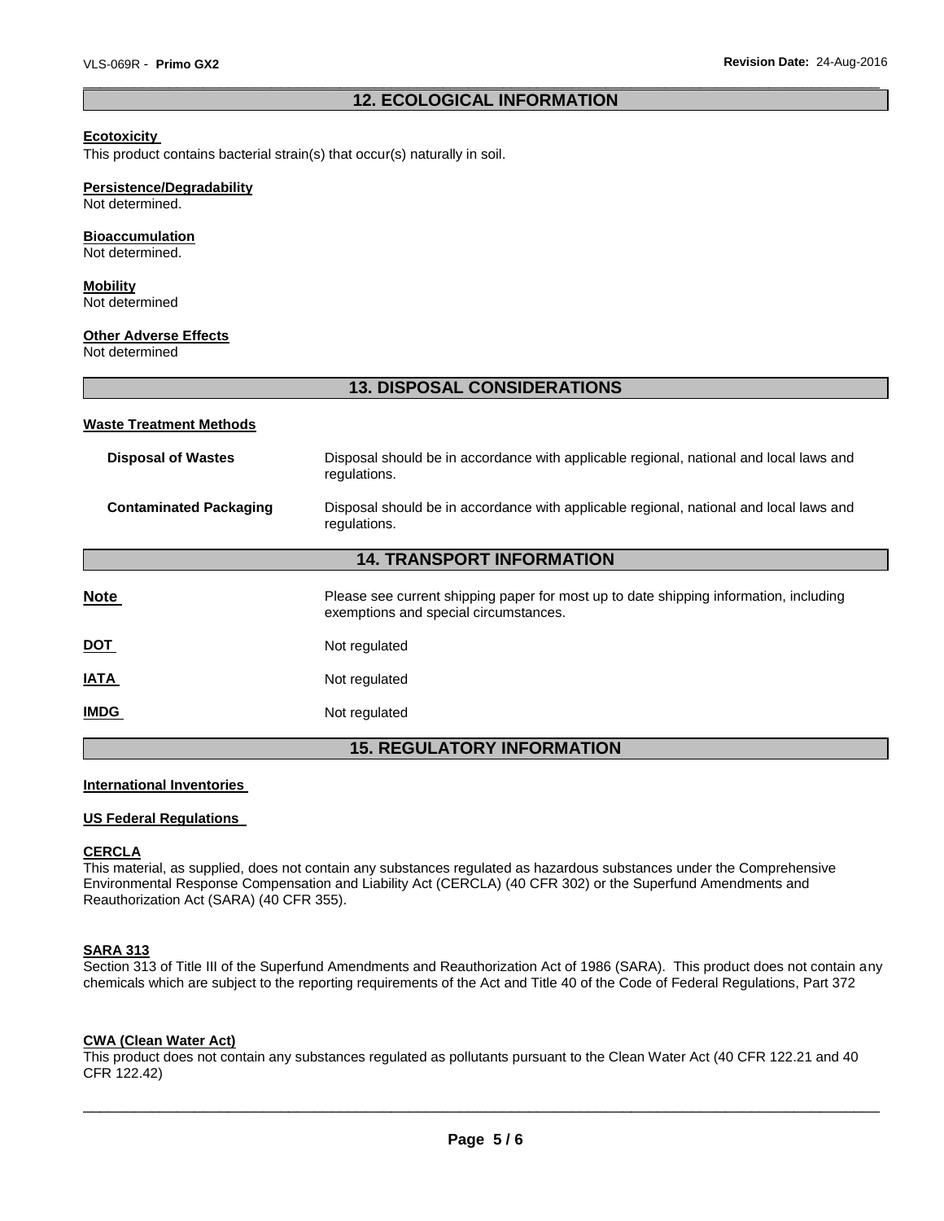## 12. ECOLOGICAL INFORMATION

**Ecotoxicity**

This product contains bacterial strain(s) that occur(s) naturally in soil.

**Persistence/Degradability**

Not determined.

**Bioaccumulation**

Not determined.

**Mobility**

Not determined

**Other Adverse Effects**

Not determined

## 13. DISPOSAL CONSIDERATIONS

**Waste Treatment Methods**

| | |
|---|---|
| **Disposal of Wastes** | Disposal should be in accordance with applicable regional, national and local laws and regulations. |
| **Contaminated Packaging** | Disposal should be in accordance with applicable regional, national and local laws and regulations. |

## 14. TRANSPORT INFORMATION

| | |
|---|---|
| **Note** | Please see current shipping paper for most up to date shipping information, including exemptions and special circumstances. |
| **DOT** | Not regulated |
| **IATA** | Not regulated |
| **IMDG** | Not regulated |

## 15. REGULATORY INFORMATION

**International Inventories**

**US Federal Regulations**

**CERCLA**

This material, as supplied, does not contain any substances regulated as hazardous substances under the Comprehensive Environmental Response Compensation and Liability Act (CERCLA) (40 CFR 302) or the Superfund Amendments and Reauthorization Act (SARA) (40 CFR 355).

**SARA 313**

Section 313 of Title III of the Superfund Amendments and Reauthorization Act of 1986 (SARA). This product does not contain any chemicals which are subject to the reporting requirements of the Act and Title 40 of the Code of Federal Regulations, Part 372

**CWA (Clean Water Act)**

This product does not contain any substances regulated as pollutants pursuant to the Clean Water Act (40 CFR 122.21 and 40 CFR 122.42)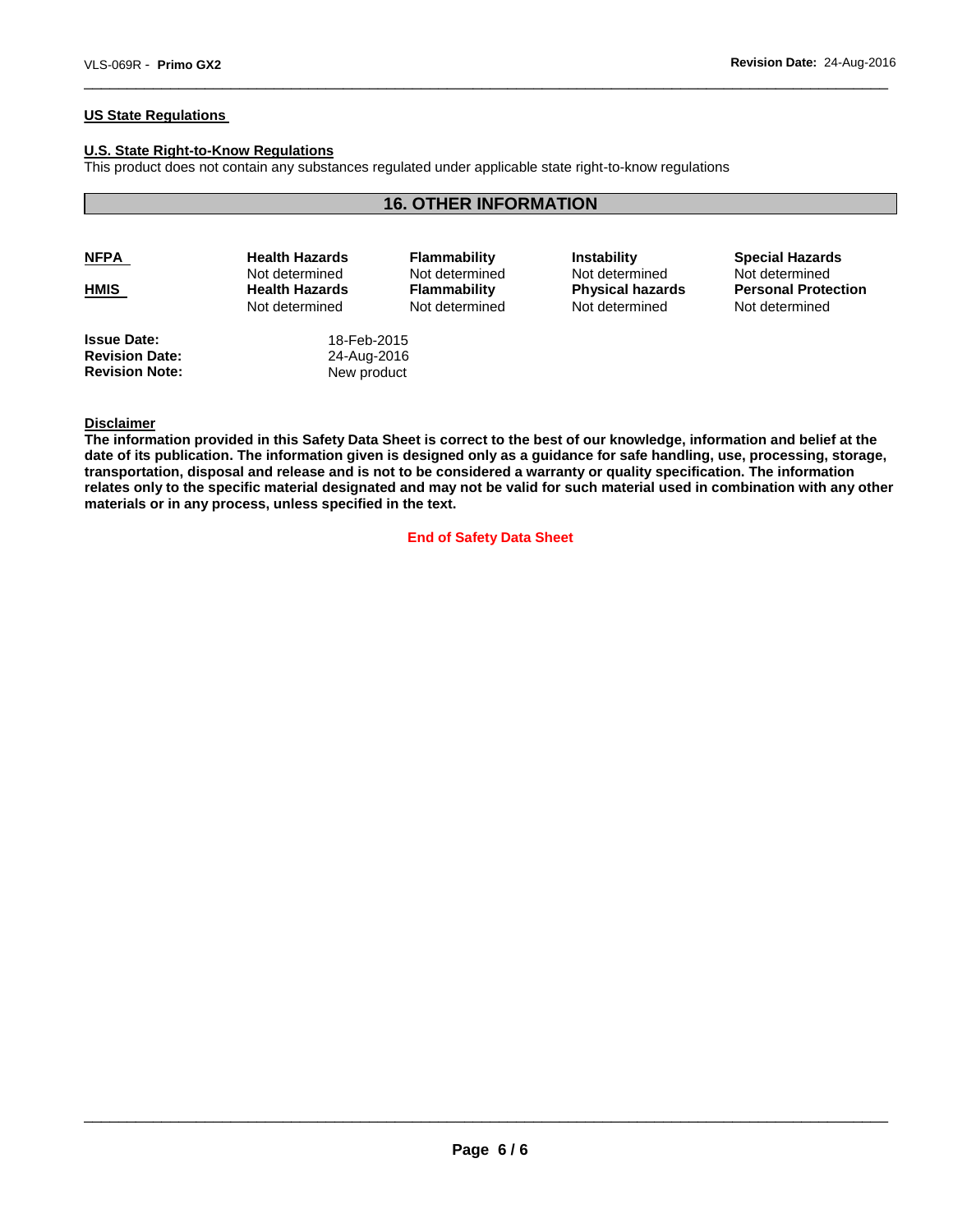**US State Regulations**

**U.S. State Right-to-Know Regulations**

This product does not contain any substances regulated under applicable state right-to-know regulations

## 16. OTHER INFORMATION

| | | | | |
|---|---|---|---|---|
| **NFPA** | **Health Hazards** | **Flammability** | **Instability** | **Special Hazards** |
| | Not determined | Not determined | Not determined | Not determined |
| **HMIS** | **Health Hazards** | **Flammability** | **Physical hazards** | **Personal Protection** |
| | Not determined | Not determined | Not determined | Not determined |

| | |
|---|---|
| **Issue Date:** | 18-Feb-2015 |
| **Revision Date:** | 24-Aug-2016 |
| **Revision Note:** | New product |

**Disclaimer**

**The information provided in this Safety Data Sheet is correct to the best of our knowledge, information and belief at the date of its publication. The information given is designed only as a guidance for safe handling, use, processing, storage, transportation, disposal and release and is not to be considered a warranty or quality specification. The information relates only to the specific material designated and may not be valid for such material used in combination with any other materials or in any process, unless specified in the text.**

**End of Safety Data Sheet**